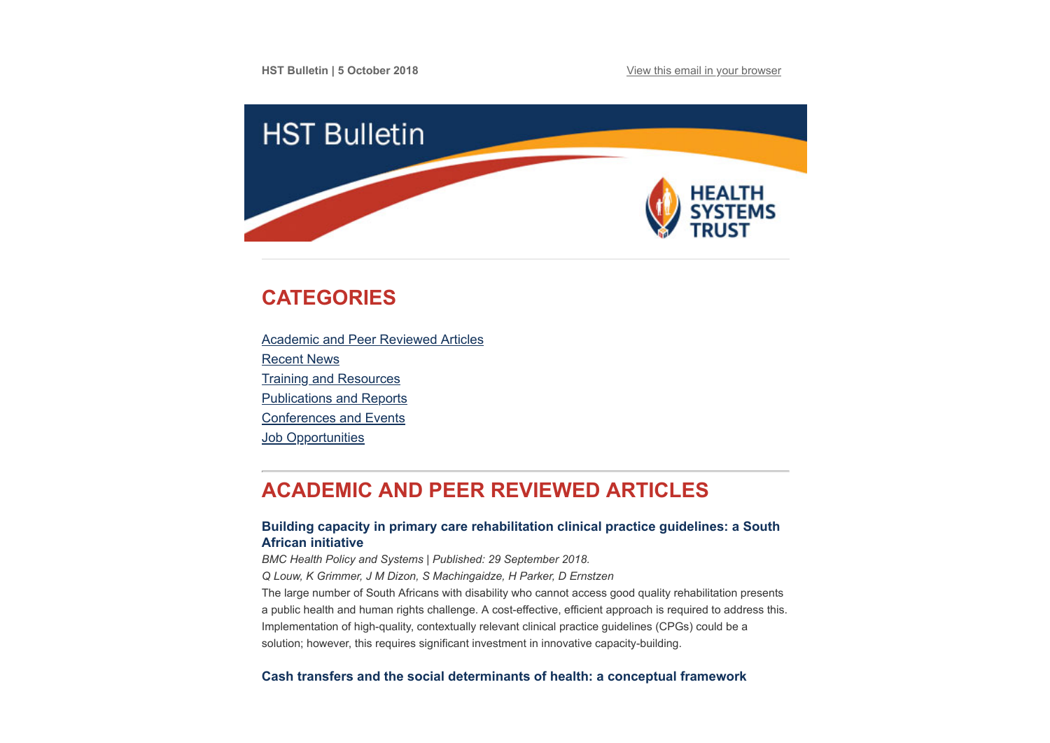HST Bulletin | 5 October 2018

View this email in your browser

# HST Bulletin

HEALTH SYSTEMS TRUST

## CATEGORIES

Academic and Peer Reviewed Articles
Recent News
Training and Resources
Publications and Reports
Conferences and Events
Job Opportunities

## ACADEMIC AND PEER REVIEWED ARTICLES

### Building capacity in primary care rehabilitation clinical practice guidelines: a South African initiative

*BMC Health Policy and Systems | Published: 29 September 2018.*

*Q Louw, K Grimmer, J M Dizon, S Machingaidze, H Parker, D Ernstzen*

The large number of South Africans with disability who cannot access good quality rehabilitation presents a public health and human rights challenge. A cost-effective, efficient approach is required to address this. Implementation of high-quality, contextually relevant clinical practice guidelines (CPGs) could be a solution; however, this requires significant investment in innovative capacity-building.

### Cash transfers and the social determinants of health: a conceptual framework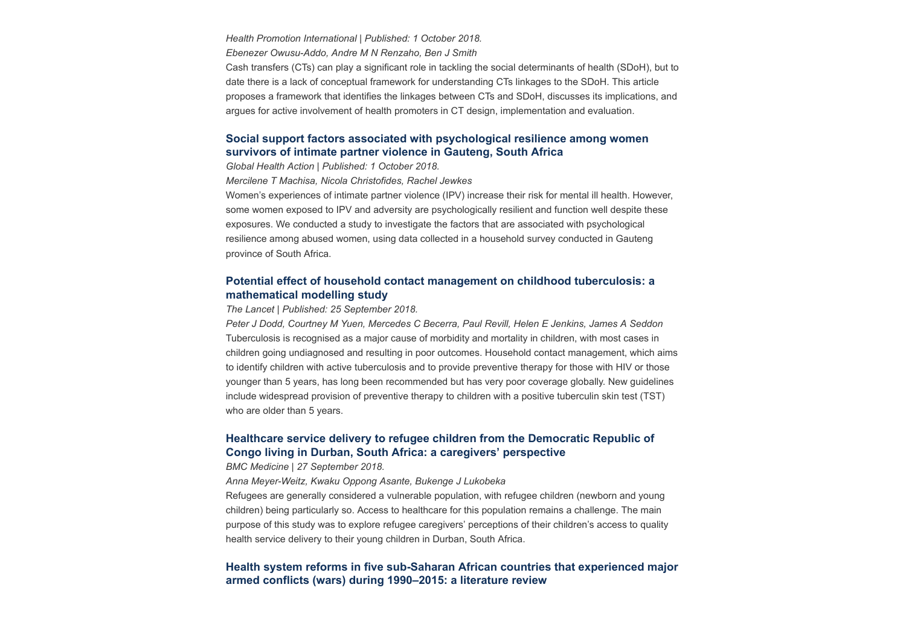*Health Promotion International | Published: 1 October 2018.*

*Ebenezer Owusu-Addo, Andre M N Renzaho, Ben J Smith*

Cash transfers (CTs) can play a significant role in tackling the social determinants of health (SDoH), but to date there is a lack of conceptual framework for understanding CTs linkages to the SDoH. This article proposes a framework that identifies the linkages between CTs and SDoH, discusses its implications, and argues for active involvement of health promoters in CT design, implementation and evaluation.

### Social support factors associated with psychological resilience among women survivors of intimate partner violence in Gauteng, South Africa

*Global Health Action | Published: 1 October 2018.*

*Mercilene T Machisa, Nicola Christofides, Rachel Jewkes*

Women's experiences of intimate partner violence (IPV) increase their risk for mental ill health. However, some women exposed to IPV and adversity are psychologically resilient and function well despite these exposures. We conducted a study to investigate the factors that are associated with psychological resilience among abused women, using data collected in a household survey conducted in Gauteng province of South Africa.

### Potential effect of household contact management on childhood tuberculosis: a mathematical modelling study

*The Lancet | Published: 25 September 2018.*

*Peter J Dodd, Courtney M Yuen, Mercedes C Becerra, Paul Revill, Helen E Jenkins, James A Seddon*

Tuberculosis is recognised as a major cause of morbidity and mortality in children, with most cases in children going undiagnosed and resulting in poor outcomes. Household contact management, which aims to identify children with active tuberculosis and to provide preventive therapy for those with HIV or those younger than 5 years, has long been recommended but has very poor coverage globally. New guidelines include widespread provision of preventive therapy to children with a positive tuberculin skin test (TST) who are older than 5 years.

### Healthcare service delivery to refugee children from the Democratic Republic of Congo living in Durban, South Africa: a caregivers' perspective

*BMC Medicine | 27 September 2018.*

*Anna Meyer-Weitz, Kwaku Oppong Asante, Bukenge J Lukobeka*

Refugees are generally considered a vulnerable population, with refugee children (newborn and young children) being particularly so. Access to healthcare for this population remains a challenge. The main purpose of this study was to explore refugee caregivers' perceptions of their children's access to quality health service delivery to their young children in Durban, South Africa.

### Health system reforms in five sub-Saharan African countries that experienced major armed conflicts (wars) during 1990–2015: a literature review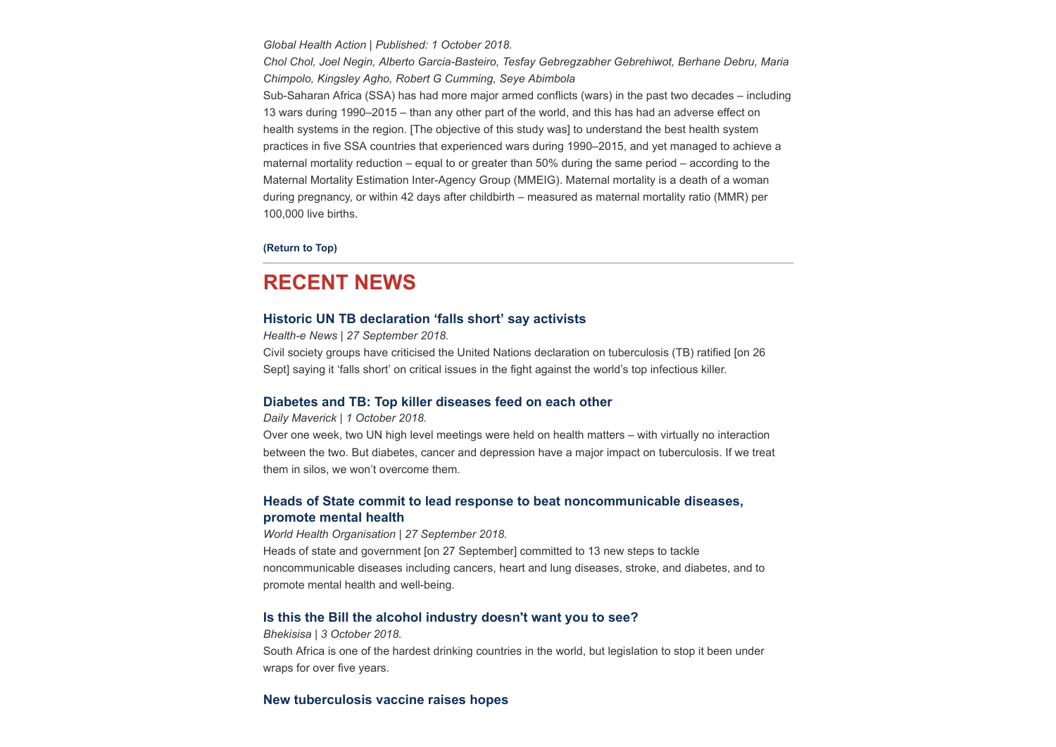*Global Health Action | Published: 1 October 2018.*

*Chol Chol, Joel Negin, Alberto Garcia-Basteiro, Tesfay Gebregzabher Gebrehiwot, Berhane Debru, Maria Chimpolo, Kingsley Agho, Robert G Cumming, Seye Abimbola*

Sub-Saharan Africa (SSA) has had more major armed conflicts (wars) in the past two decades – including 13 wars during 1990–2015 – than any other part of the world, and this has had an adverse effect on health systems in the region. [The objective of this study was] to understand the best health system practices in five SSA countries that experienced wars during 1990–2015, and yet managed to achieve a maternal mortality reduction – equal to or greater than 50% during the same period – according to the Maternal Mortality Estimation Inter-Agency Group (MMEIG). Maternal mortality is a death of a woman during pregnancy, or within 42 days after childbirth – measured as maternal mortality ratio (MMR) per 100,000 live births.

**(Return to Top)**

---

## RECENT NEWS

### Historic UN TB declaration 'falls short' say activists

*Health-e News | 27 September 2018.*

Civil society groups have criticised the United Nations declaration on tuberculosis (TB) ratified [on 26 Sept] saying it 'falls short' on critical issues in the fight against the world's top infectious killer.

### Diabetes and TB: Top killer diseases feed on each other

*Daily Maverick | 1 October 2018.*

Over one week, two UN high level meetings were held on health matters – with virtually no interaction between the two. But diabetes, cancer and depression have a major impact on tuberculosis. If we treat them in silos, we won't overcome them.

### Heads of State commit to lead response to beat noncommunicable diseases, promote mental health

*World Health Organisation | 27 September 2018.*

Heads of state and government [on 27 September] committed to 13 new steps to tackle noncommunicable diseases including cancers, heart and lung diseases, stroke, and diabetes, and to promote mental health and well-being.

### Is this the Bill the alcohol industry doesn't want you to see?

*Bhekisisa | 3 October 2018.*

South Africa is one of the hardest drinking countries in the world, but legislation to stop it been under wraps for over five years.

### New tuberculosis vaccine raises hopes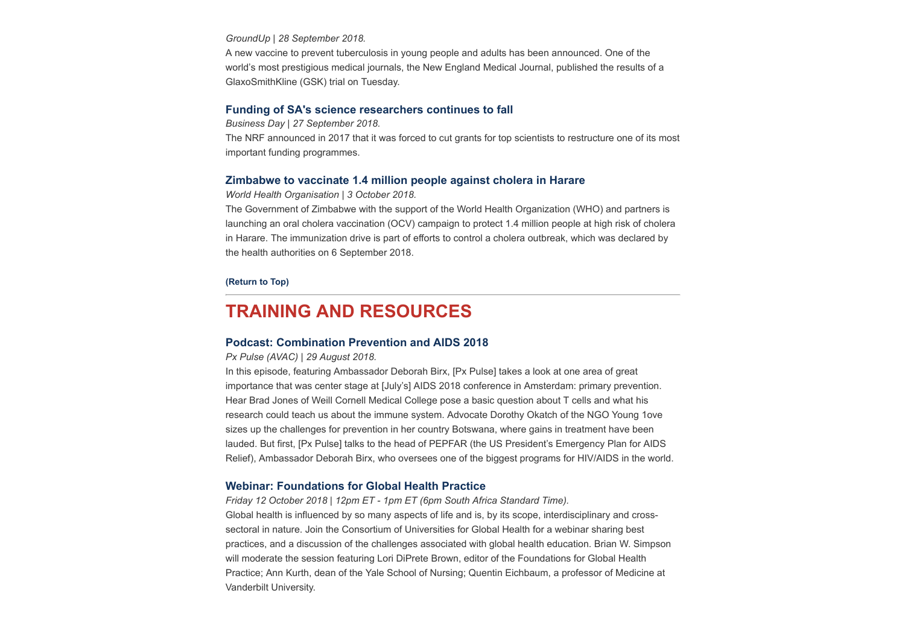*GroundUp | 28 September 2018.*

A new vaccine to prevent tuberculosis in young people and adults has been announced. One of the world's most prestigious medical journals, the New England Medical Journal, published the results of a GlaxoSmithKline (GSK) trial on Tuesday.

### Funding of SA's science researchers continues to fall

*Business Day | 27 September 2018.*

The NRF announced in 2017 that it was forced to cut grants for top scientists to restructure one of its most important funding programmes.

### Zimbabwe to vaccinate 1.4 million people against cholera in Harare

*World Health Organisation | 3 October 2018.*

The Government of Zimbabwe with the support of the World Health Organization (WHO) and partners is launching an oral cholera vaccination (OCV) campaign to protect 1.4 million people at high risk of cholera in Harare. The immunization drive is part of efforts to control a cholera outbreak, which was declared by the health authorities on 6 September 2018.

**(Return to Top)**

---

## TRAINING AND RESOURCES

### Podcast: Combination Prevention and AIDS 2018

*Px Pulse (AVAC) | 29 August 2018.*

In this episode, featuring Ambassador Deborah Birx, [Px Pulse] takes a look at one area of great importance that was center stage at [July's] AIDS 2018 conference in Amsterdam: primary prevention. Hear Brad Jones of Weill Cornell Medical College pose a basic question about T cells and what his research could teach us about the immune system. Advocate Dorothy Okatch of the NGO Young 1ove sizes up the challenges for prevention in her country Botswana, where gains in treatment have been lauded. But first, [Px Pulse] talks to the head of PEPFAR (the US President's Emergency Plan for AIDS Relief), Ambassador Deborah Birx, who oversees one of the biggest programs for HIV/AIDS in the world.

### Webinar: Foundations for Global Health Practice

*Friday 12 October 2018 | 12pm ET - 1pm ET (6pm South Africa Standard Time).*

Global health is influenced by so many aspects of life and is, by its scope, interdisciplinary and cross-sectoral in nature. Join the Consortium of Universities for Global Health for a webinar sharing best practices, and a discussion of the challenges associated with global health education. Brian W. Simpson will moderate the session featuring Lori DiPrete Brown, editor of the Foundations for Global Health Practice; Ann Kurth, dean of the Yale School of Nursing; Quentin Eichbaum, a professor of Medicine at Vanderbilt University.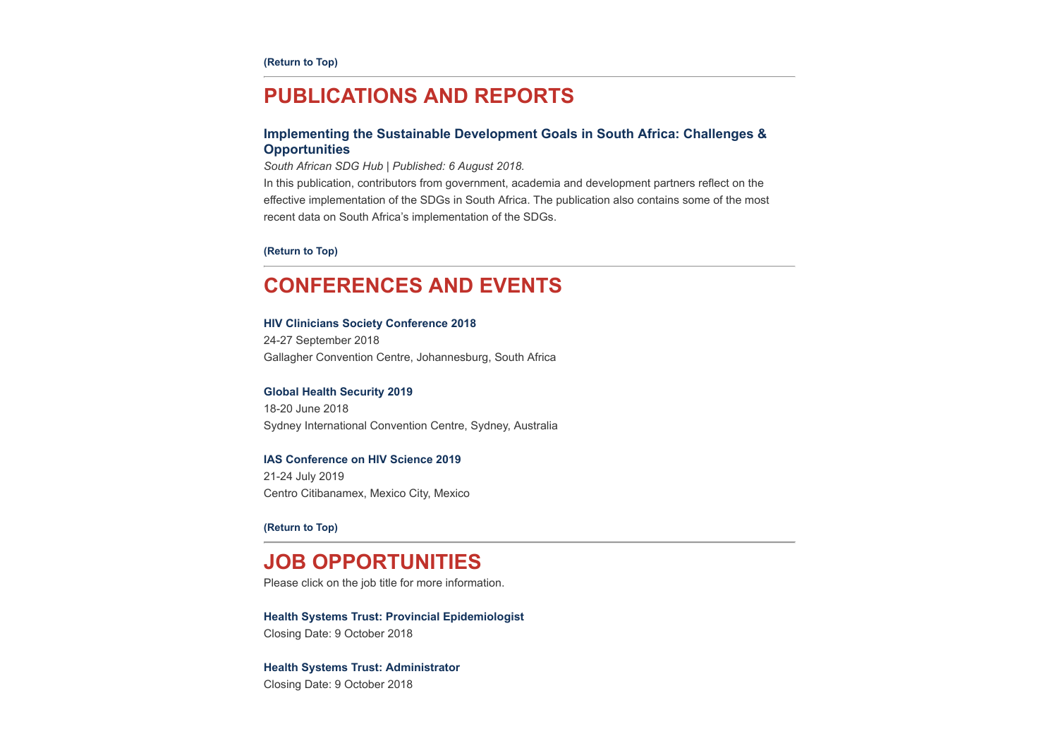**(Return to Top)**

---

# PUBLICATIONS AND REPORTS

### Implementing the Sustainable Development Goals in South Africa: Challenges & Opportunities

*South African SDG Hub | Published: 6 August 2018.*

In this publication, contributors from government, academia and development partners reflect on the effective implementation of the SDGs in South Africa. The publication also contains some of the most recent data on South Africa's implementation of the SDGs.

**(Return to Top)**

---

# CONFERENCES AND EVENTS

**HIV Clinicians Society Conference 2018**
24-27 September 2018
Gallagher Convention Centre, Johannesburg, South Africa

**Global Health Security 2019**
18-20 June 2018
Sydney International Convention Centre, Sydney, Australia

**IAS Conference on HIV Science 2019**
21-24 July 2019
Centro Citibanamex, Mexico City, Mexico

**(Return to Top)**

---

# JOB OPPORTUNITIES

Please click on the job title for more information.

**Health Systems Trust: Provincial Epidemiologist**
Closing Date: 9 October 2018

**Health Systems Trust: Administrator**
Closing Date: 9 October 2018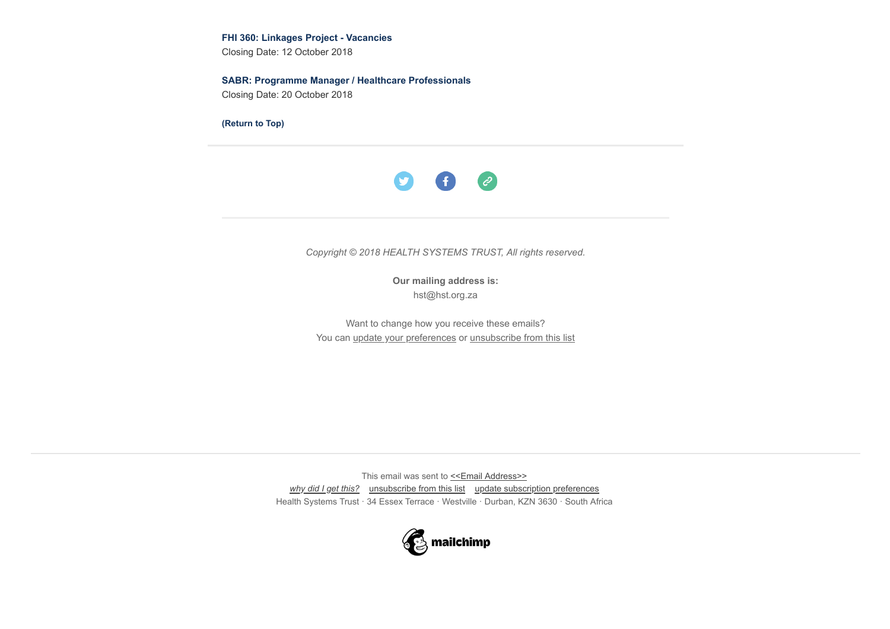**FHI 360: Linkages Project - Vacancies**
Closing Date: 12 October 2018

**SABR: Programme Manager / Healthcare Professionals**
Closing Date: 20 October 2018

**(Return to Top)**

---

*Copyright © 2018 HEALTH SYSTEMS TRUST, All rights reserved.*

**Our mailing address is:**
hst@hst.org.za

Want to change how you receive these emails?
You can update your preferences or unsubscribe from this list

---

This email was sent to <<Email Address>>
*why did I get this?* unsubscribe from this list update subscription preferences
Health Systems Trust · 34 Essex Terrace · Westville · Durban, KZN 3630 · South Africa

mailchimp